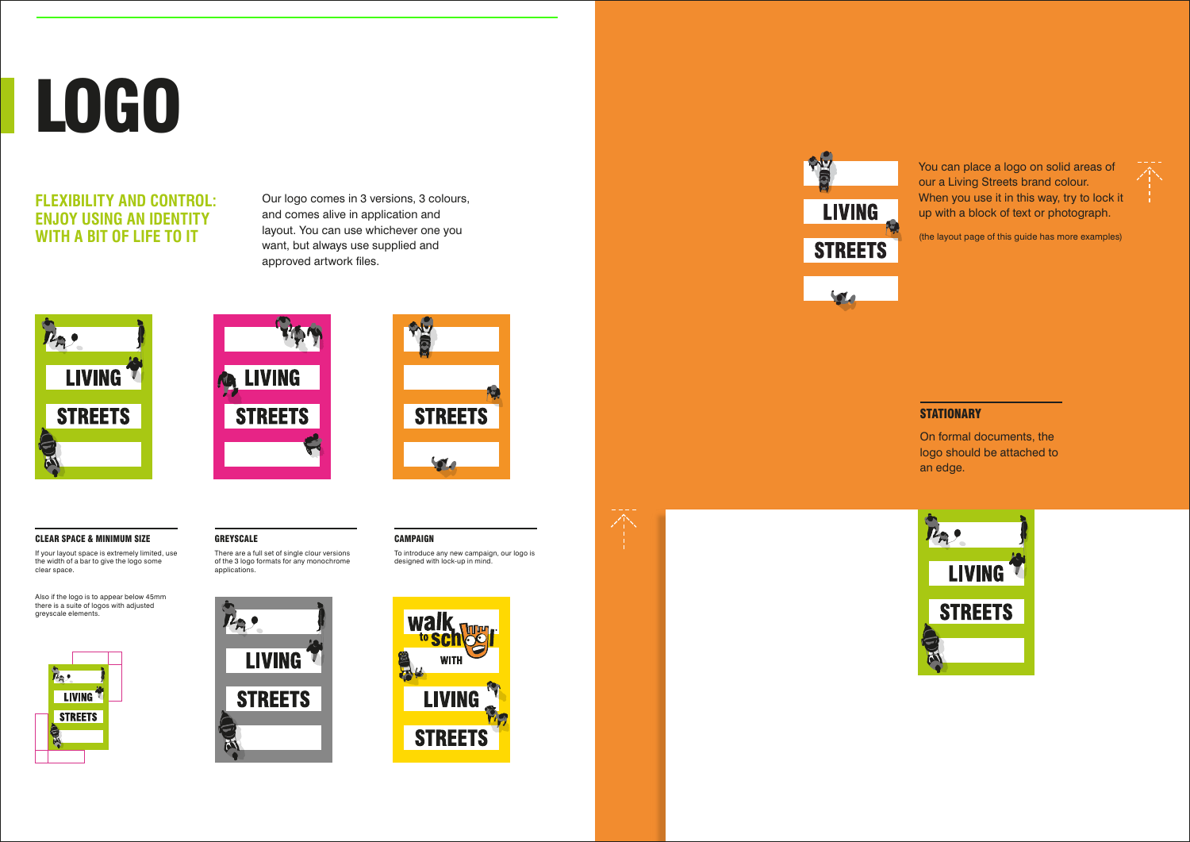# LOGO

## FLEXIBILITY AND CONTROL: ENJOY USING AN IDENTITY WITH A BIT OF LIFE TO IT

Our logo comes in 3 versions, 3 colours, and comes alive in application and layout. You can use whichever one you want, but always use supplied and approved artwork files.

### CLEAR SPACE & MINIMUM SIZE

If your layout space is extremely limited, use the width of a bar to give the logo some clear space.

Also if the logo is to appear below 45mm there is a suite of logos with adjusted greyscale elements.

### GREYSCALE

There are a full set of single clour versions of the 3 logo formats for any monochrome applications.

### CAMPAIGN

To introduce any new campaign, our logo is designed with lock-up in mind.

You can place a logo on solid areas of our a Living Streets brand colour. When you use it in this way, try to lock it up with a block of text or photograph.

(the layout page of this guide has more examples)

### STATIONARY

On formal documents, the logo should be attached to an edge.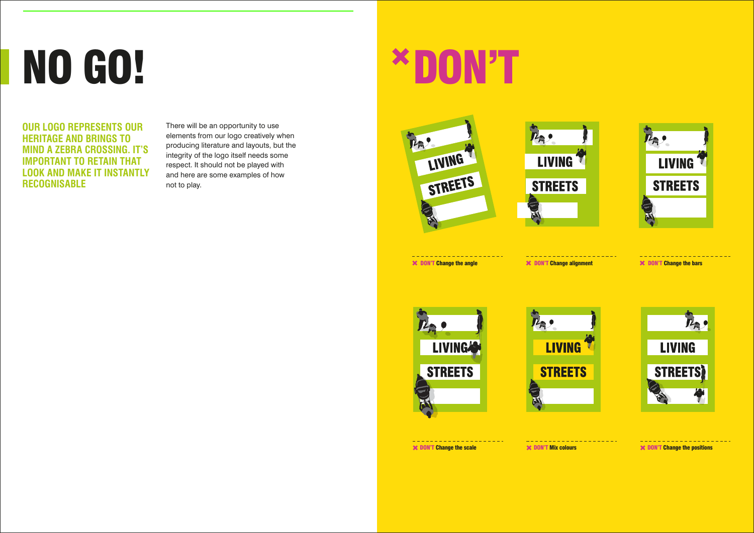# NO GO!

**OUR LOGO REPRESENTS OUR HERITAGE AND BRINGS TO MIND A ZEBRA CROSSING. IT'S IMPORTANT TO RETAIN THAT LOOK AND MAKE IT INSTANTLY RECOGNISABLE**

There will be an opportunity to use elements from our logo creatively when producing literature and layouts, but the integrity of the logo itself needs some respect. It should not be played with and here are some examples of how not to play.

# ✖ DON'T

✖ **DON'T** Change the angle

✖ **DON'T** Change alignment

✖ **DON'T** Change the bars

✖ **DON'T** Change the scale

✖ **DON'T** Mix colours

✖ **DON'T** Change the positions